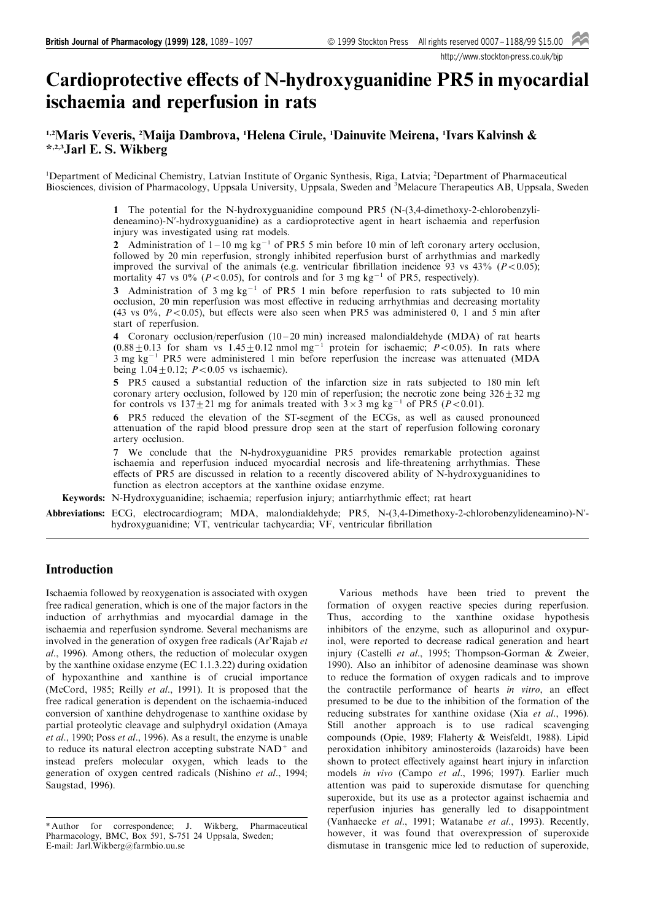# Cardioprotective effects of N-hydroxyguanidine PR5 in myocardial ischaemia and reperfusion in rats

[1,2]Maris Veveris, [2]Maija Dambrova, [1]Helena Cirule, [1]Dainuvite Meirena, [1]Ivars Kalvinsh & *,[2,3]Jarl E. S. Wikberg

[1]Department of Medicinal Chemistry, Latvian Institute of Organic Synthesis, Riga, Latvia; [2]Department of Pharmaceutical Biosciences, division of Pharmacology, Uppsala University, Uppsala, Sweden and [3]Melacure Therapeutics AB, Uppsala, Sweden

**1** The potential for the N-hydroxyguanidine compound PR5 (N-(3,4-dimethoxy-2-chlorobenzylideneamino)-N′-hydroxyguanidine) as a cardioprotective agent in heart ischaemia and reperfusion injury was investigated using rat models.

**2** Administration of 1–10 mg $kg^{-1}$ of PR5 5 min before 10 min of left coronary artery occlusion, followed by 20 min reperfusion, strongly inhibited reperfusion burst of arrhythmias and markedly improved the survival of the animals (e.g. ventricular fibrillation incidence 93 vs 43% ($P<0.05$); mortality 47 vs 0% ($P<0.05$), for controls and for 3 mg $kg^{-1}$ of PR5, respectively).

**3** Administration of 3 mg $kg^{-1}$ of PR5 1 min before reperfusion to rats subjected to 10 min occlusion, 20 min reperfusion was most effective in reducing arrhythmias and decreasing mortality (43 vs 0%, $P<0.05$), but effects were also seen when PR5 was administered 0, 1 and 5 min after start of reperfusion.

**4** Coronary occlusion/reperfusion (10–20 min) increased malondialdehyde (MDA) of rat hearts ($0.88 \pm 0.13$ for sham vs $1.45 \pm 0.12$ nmol $mg^{-1}$ protein for ischaemic; $P<0.05$). In rats where 3 mg $kg^{-1}$ PR5 were administered 1 min before reperfusion the increase was attenuated (MDA being $1.04 \pm 0.12$; $P<0.05$ vs ischaemic).

**5** PR5 caused a substantial reduction of the infarction size in rats subjected to 180 min left coronary artery occlusion, followed by 120 min of reperfusion; the necrotic zone being $326 \pm 32$ mg for controls vs $137 \pm 21$ mg for animals treated with $3 \times 3$ mg $kg^{-1}$ of PR5 ($P<0.01$).

**6** PR5 reduced the elevation of the ST-segment of the ECGs, as well as caused pronounced attenuation of the rapid blood pressure drop seen at the start of reperfusion following coronary artery occlusion.

**7** We conclude that the N-hydroxyguanidine PR5 provides remarkable protection against ischaemia and reperfusion induced myocardial necrosis and life-threatening arrhythmias. These effects of PR5 are discussed in relation to a recently discovered ability of N-hydroxyguanidines to function as electron acceptors at the xanthine oxidase enzyme.

**Keywords:** N-Hydroxyguanidine; ischaemia; reperfusion injury; antiarrhythmic effect; rat heart

**Abbreviations:** ECG, electrocardiogram; MDA, malondialdehyde; PR5, N-(3,4-Dimethoxy-2-chlorobenzylideneamino)-N′-hydroxyguanidine; VT, ventricular tachycardia; VF, ventricular fibrillation

## Introduction

Ischaemia followed by reoxygenation is associated with oxygen free radical generation, which is one of the major factors in the induction of arrhythmias and myocardial damage in the ischaemia and reperfusion syndrome. Several mechanisms are involved in the generation of oxygen free radicals (Ar'Rajab *et al*., 1996). Among others, the reduction of molecular oxygen by the xanthine oxidase enzyme (EC 1.1.3.22) during oxidation of hypoxanthine and xanthine is of crucial importance (McCord, 1985; Reilly *et al*., 1991). It is proposed that the free radical generation is dependent on the ischaemia-induced conversion of xanthine dehydrogenase to xanthine oxidase by partial proteolytic cleavage and sulphydryl oxidation (Amaya *et al*., 1990; Poss *et al*., 1996). As a result, the enzyme is unable to reduce its natural electron accepting substrate $NAD^+$ and instead prefers molecular oxygen, which leads to the generation of oxygen centred radicals (Nishino *et al*., 1994; Saugstad, 1996).

Various methods have been tried to prevent the formation of oxygen reactive species during reperfusion. Thus, according to the xanthine oxidase hypothesis inhibitors of the enzyme, such as allopurinol and oxypurinol, were reported to decrease radical generation and heart injury (Castelli *et al*., 1995; Thompson-Gorman & Zweier, 1990). Also an inhibitor of adenosine deaminase was shown to reduce the formation of oxygen radicals and to improve the contractile performance of hearts *in vitro*, an effect presumed to be due to the inhibition of the formation of the reducing substrates for xanthine oxidase (Xia *et al*., 1996). Still another approach is to use radical scavenging compounds (Opie, 1989; Flaherty & Weisfeldt, 1988). Lipid peroxidation inhibitory aminosteroids (lazaroids) have been shown to protect effectively against heart injury in infarction models *in vivo* (Campo *et al*., 1996; 1997). Earlier much attention was paid to superoxide dismutase for quenching superoxide, but its use as a protector against ischaemia and reperfusion injuries has generally led to disappointment (Vanhaecke *et al*., 1991; Watanabe *et al*., 1993). Recently, however, it was found that overexpression of superoxide dismutase in transgenic mice led to reduction of superoxide,

*Author for correspondence; J. Wikberg, Pharmaceutical Pharmacology, BMC, Box 591, S-751 24 Uppsala, Sweden; E-mail: Jarl.Wikberg@farmbio.uu.se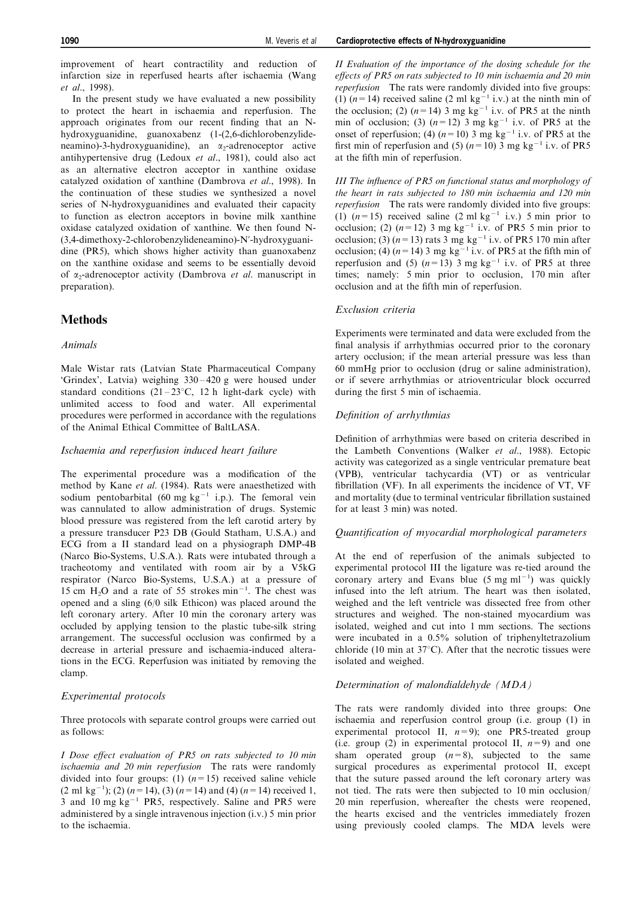improvement of heart contractility and reduction of infarction size in reperfused hearts after ischaemia (Wang *et al*., 1998).

In the present study we have evaluated a new possibility to protect the heart in ischaemia and reperfusion. The approach originates from our recent finding that an N-hydroxyguanidine, guanoxabenz (1-(2,6-dichlorobenzylideneamino)-3-hydroxyguanidine), an $\alpha_2$-adrenoceptor active antihypertensive drug (Ledoux *et al*., 1981), could also act as an alternative electron acceptor in xanthine oxidase catalyzed oxidation of xanthine (Dambrova *et al*., 1998). In the continuation of these studies we synthesized a novel series of N-hydroxyguanidines and evaluated their capacity to function as electron acceptors in bovine milk xanthine oxidase catalyzed oxidation of xanthine. We then found N-(3,4-dimethoxy-2-chlorobenzylideneamino)-N′-hydroxyguanidine (PR5), which shows higher activity than guanoxabenz on the xanthine oxidase and seems to be essentially devoid of $\alpha_2$-adrenoceptor activity (Dambrova *et al*. manuscript in preparation).

## Methods

### *Animals*

Male Wistar rats (Latvian State Pharmaceutical Company 'Grindex', Latvia) weighing 330–420 g were housed under standard conditions (21–23°C, 12 h light-dark cycle) with unlimited access to food and water. All experimental procedures were performed in accordance with the regulations of the Animal Ethical Committee of BaltLASA.

### *Ischaemia and reperfusion induced heart failure*

The experimental procedure was a modification of the method by Kane *et al*. (1984). Rats were anaesthetized with sodium pentobarbital (60 mg kg$^{-1}$ i.p.). The femoral vein was cannulated to allow administration of drugs. Systemic blood pressure was registered from the left carotid artery by a pressure transducer P23 DB (Gould Statham, U.S.A.) and ECG from a II standard lead on a physiograph DMP-4B (Narco Bio-Systems, U.S.A.). Rats were intubated through a tracheotomy and ventilated with room air by a V5kG respirator (Narco Bio-Systems, U.S.A.) at a pressure of 15 cm $H_2O$ and a rate of 55 strokes min$^{-1}$. The chest was opened and a sling (6/0 silk Ethicon) was placed around the left coronary artery. After 10 min the coronary artery was occluded by applying tension to the plastic tube-silk string arrangement. The successful occlusion was confirmed by a decrease in arterial pressure and ischaemia-induced alterations in the ECG. Reperfusion was initiated by removing the clamp.

### *Experimental protocols*

Three protocols with separate control groups were carried out as follows:

*I Dose effect evaluation of PR5 on rats subjected to 10 min ischaemia and 20 min reperfusion* The rats were randomly divided into four groups: (1) ($n$=15) received saline vehicle (2 ml kg$^{-1}$); (2) ($n$=14), (3) ($n$=14) and (4) ($n$=14) received 1, 3 and 10 mg kg$^{-1}$ PR5, respectively. Saline and PR5 were administered by a single intravenous injection (i.v.) 5 min prior to the ischaemia.

*II Evaluation of the importance of the dosing schedule for the effects of PR5 on rats subjected to 10 min ischaemia and 20 min reperfusion* The rats were randomly divided into five groups: (1) ($n$=14) received saline (2 ml kg$^{-1}$ i.v.) at the ninth min of the occlusion; (2) ($n$=14) 3 mg kg$^{-1}$ i.v. of PR5 at the ninth min of occlusion; (3) ($n$=12) 3 mg kg$^{-1}$ i.v. of PR5 at the onset of reperfusion; (4) ($n$=10) 3 mg kg$^{-1}$ i.v. of PR5 at the first min of reperfusion and (5) ($n$=10) 3 mg kg$^{-1}$ i.v. of PR5 at the fifth min of reperfusion.

*III The influence of PR5 on functional status and morphology of the heart in rats subjected to 180 min ischaemia and 120 min reperfusion* The rats were randomly divided into five groups: (1) ($n$=15) received saline (2 ml kg$^{-1}$ i.v.) 5 min prior to occlusion; (2) ($n$=12) 3 mg kg$^{-1}$ i.v. of PR5 5 min prior to occlusion; (3) ($n$=13) rats 3 mg kg$^{-1}$ i.v. of PR5 170 min after occlusion; (4) ($n$=14) 3 mg kg$^{-1}$ i.v. of PR5 at the fifth min of reperfusion and (5) ($n$=13) 3 mg kg$^{-1}$ i.v. of PR5 at three times; namely: 5 min prior to occlusion, 170 min after occlusion and at the fifth min of reperfusion.

### *Exclusion criteria*

Experiments were terminated and data were excluded from the final analysis if arrhythmias occurred prior to the coronary artery occlusion; if the mean arterial pressure was less than 60 mmHg prior to occlusion (drug or saline administration), or if severe arrhythmias or atrioventricular block occurred during the first 5 min of ischaemia.

### *Definition of arrhythmias*

Definition of arrhythmias were based on criteria described in the Lambeth Conventions (Walker *et al*., 1988). Ectopic activity was categorized as a single ventricular premature beat (VPB), ventricular tachycardia (VT) or as ventricular fibrillation (VF). In all experiments the incidence of VT, VF and mortality (due to terminal ventricular fibrillation sustained for at least 3 min) was noted.

### *Quantification of myocardial morphological parameters*

At the end of reperfusion of the animals subjected to experimental protocol III the ligature was re-tied around the coronary artery and Evans blue (5 mg ml$^{-1}$) was quickly infused into the left atrium. The heart was then isolated, weighed and the left ventricle was dissected free from other structures and weighed. The non-stained myocardium was isolated, weighed and cut into 1 mm sections. The sections were incubated in a 0.5% solution of triphenyltetrazolium chloride (10 min at 37°C). After that the necrotic tissues were isolated and weighed.

### *Determination of malondialdehyde (MDA)*

The rats were randomly divided into three groups: One ischaemia and reperfusion control group (i.e. group (1) in experimental protocol II, $n$=9); one PR5-treated group (i.e. group (2) in experimental protocol II, $n$=9) and one sham operated group ($n$=8), subjected to the same surgical procedures as experimental protocol II, except that the suture passed around the left coronary artery was not tied. The rats were then subjected to 10 min occlusion/20 min reperfusion, whereafter the chests were reopened, the hearts excised and the ventricles immediately frozen using previously cooled clamps. The MDA levels were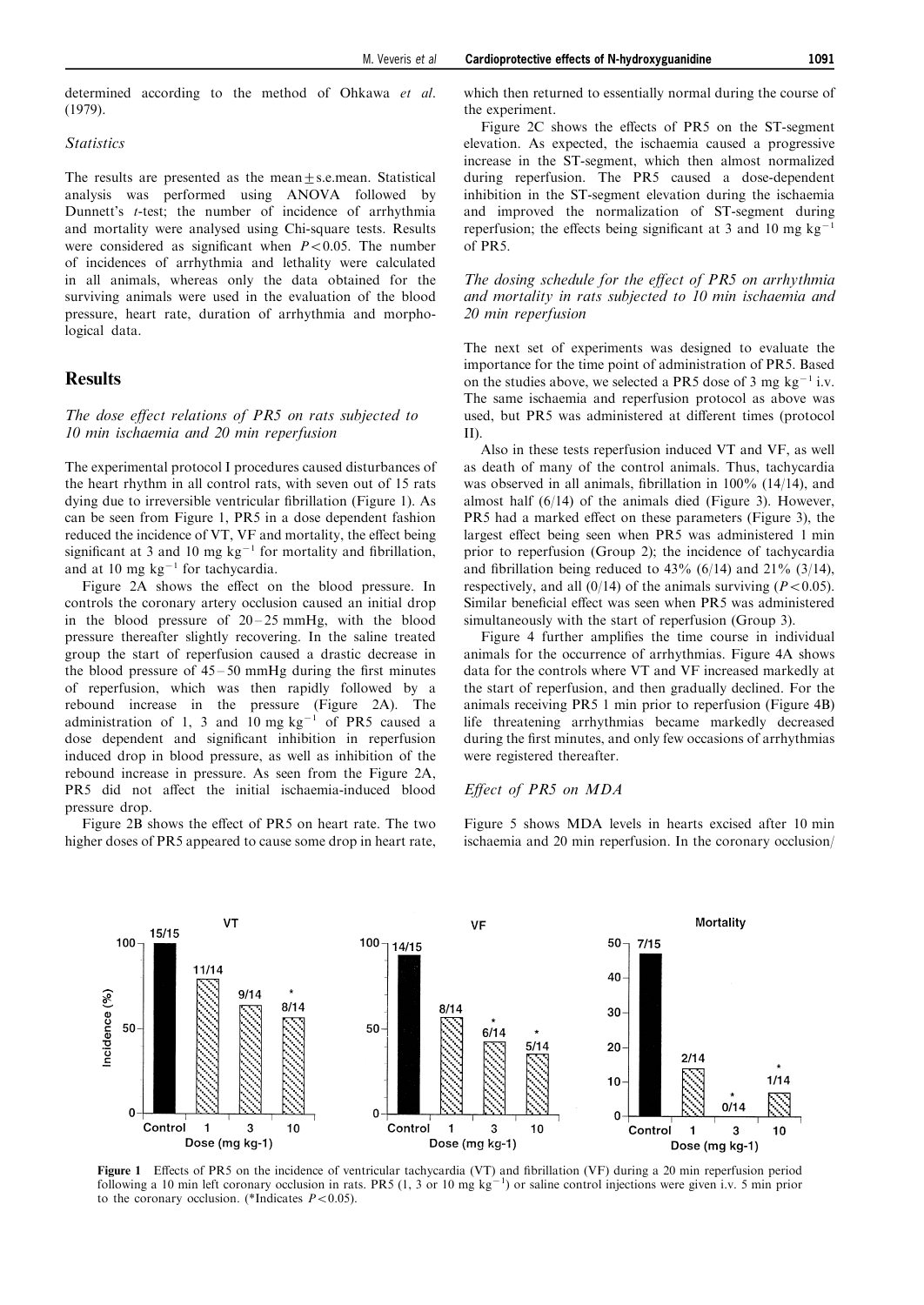determined according to the method of Ohkawa *et al*. (1979).

### *Statistics*

The results are presented as the mean ± s.e.mean. Statistical analysis was performed using ANOVA followed by Dunnett's *t*-test; the number of incidence of arrhythmia and mortality were analysed using Chi-square tests. Results were considered as significant when $P < 0.05$. The number of incidences of arrhythmia and lethality were calculated in all animals, whereas only the data obtained for the surviving animals were used in the evaluation of the blood pressure, heart rate, duration of arrhythmia and morphological data.

## Results

### *The dose effect relations of PR5 on rats subjected to 10 min ischaemia and 20 min reperfusion*

The experimental protocol I procedures caused disturbances of the heart rhythm in all control rats, with seven out of 15 rats dying due to irreversible ventricular fibrillation (Figure 1). As can be seen from Figure 1, PR5 in a dose dependent fashion reduced the incidence of VT, VF and mortality, the effect being significant at 3 and 10 mg $kg^{-1}$ for mortality and fibrillation, and at 10 mg $kg^{-1}$ for tachycardia.

Figure 2A shows the effect on the blood pressure. In controls the coronary artery occlusion caused an initial drop in the blood pressure of 20–25 mmHg, with the blood pressure thereafter slightly recovering. In the saline treated group the start of reperfusion caused a drastic decrease in the blood pressure of 45–50 mmHg during the first minutes of reperfusion, which was then rapidly followed by a rebound increase in the pressure (Figure 2A). The administration of 1, 3 and 10 mg $kg^{-1}$ of PR5 caused a dose dependent and significant inhibition in reperfusion induced drop in blood pressure, as well as inhibition of the rebound increase in pressure. As seen from the Figure 2A, PR5 did not affect the initial ischaemia-induced blood pressure drop.

Figure 2B shows the effect of PR5 on heart rate. The two higher doses of PR5 appeared to cause some drop in heart rate, which then returned to essentially normal during the course of the experiment.

Figure 2C shows the effects of PR5 on the ST-segment elevation. As expected, the ischaemia caused a progressive increase in the ST-segment, which then almost normalized during reperfusion. The PR5 caused a dose-dependent inhibition in the ST-segment elevation during the ischaemia and improved the normalization of ST-segment during reperfusion; the effects being significant at 3 and 10 mg $kg^{-1}$ of PR5.

### *The dosing schedule for the effect of PR5 on arrhythmia and mortality in rats subjected to 10 min ischaemia and 20 min reperfusion*

The next set of experiments was designed to evaluate the importance for the time point of administration of PR5. Based on the studies above, we selected a PR5 dose of 3 mg $kg^{-1}$ i.v. The same ischaemia and reperfusion protocol as above was used, but PR5 was administered at different times (protocol II).

Also in these tests reperfusion induced VT and VF, as well as death of many of the control animals. Thus, tachycardia was observed in all animals, fibrillation in 100% (14/14), and almost half (6/14) of the animals died (Figure 3). However, PR5 had a marked effect on these parameters (Figure 3), the largest effect being seen when PR5 was administered 1 min prior to reperfusion (Group 2); the incidence of tachycardia and fibrillation being reduced to 43% (6/14) and 21% (3/14), respectively, and all (0/14) of the animals surviving ($P < 0.05$). Similar beneficial effect was seen when PR5 was administered simultaneously with the start of reperfusion (Group 3).

Figure 4 further amplifies the time course in individual animals for the occurrence of arrhythmias. Figure 4A shows data for the controls where VT and VF increased markedly at the start of reperfusion, and then gradually declined. For the animals receiving PR5 1 min prior to reperfusion (Figure 4B) life threatening arrhythmias became markedly decreased during the first minutes, and only few occasions of arrhythmias were registered thereafter.

### *Effect of PR5 on MDA*

Figure 5 shows MDA levels in hearts excised after 10 min ischaemia and 20 min reperfusion. In the coronary occlusion/

**Figure 1** Effects of PR5 on the incidence of ventricular tachycardia (VT) and fibrillation (VF) during a 20 min reperfusion period following a 10 min left coronary occlusion in rats. PR5 (1, 3 or 10 mg $kg^{-1}$) or saline control injections were given i.v. 5 min prior to the coronary occlusion. (*Indicates $P < 0.05$).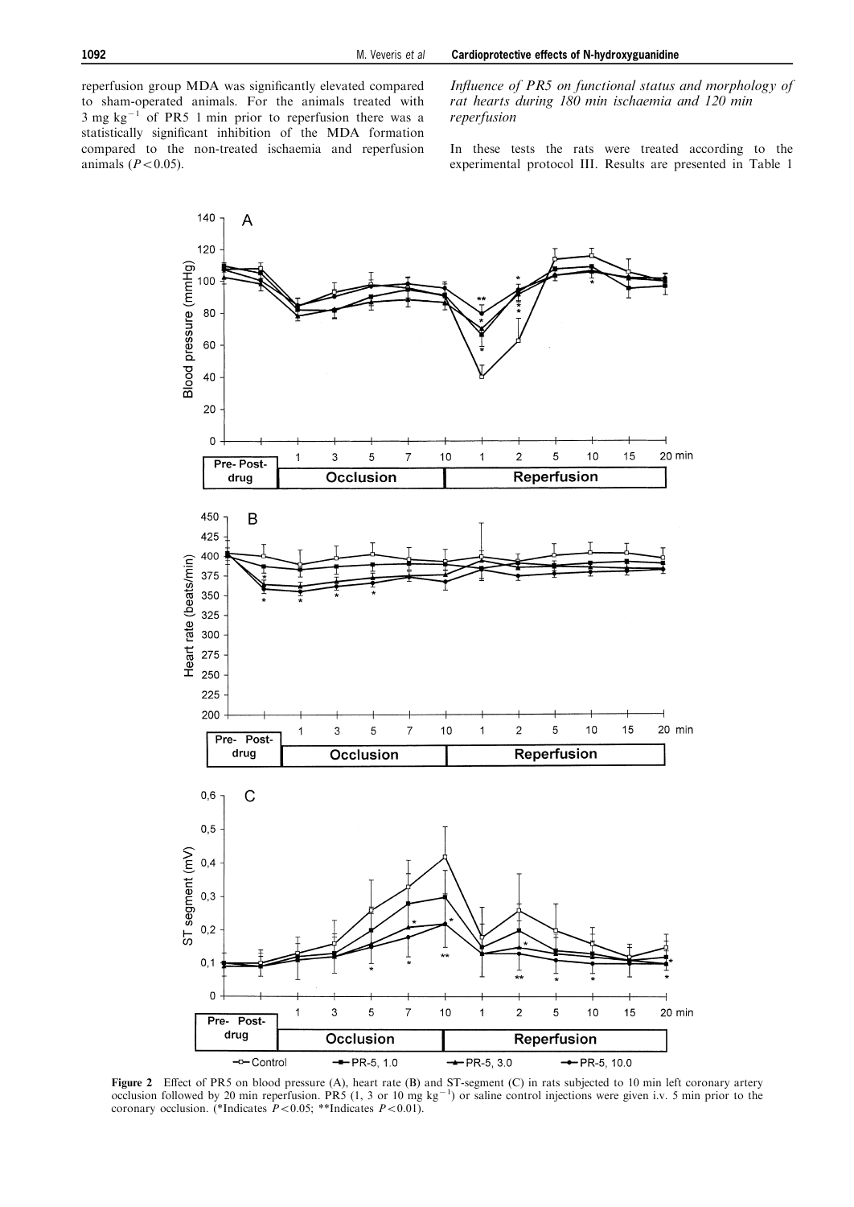reperfusion group MDA was significantly elevated compared to sham-operated animals. For the animals treated with 3 mg $kg^{-1}$ of PR5 1 min prior to reperfusion there was a statistically significant inhibition of the MDA formation compared to the non-treated ischaemia and reperfusion animals ($P<0.05$).

*Influence of PR5 on functional status and morphology of rat hearts during 180 min ischaemia and 120 min reperfusion*

In these tests the rats were treated according to the experimental protocol III. Results are presented in Table 1

**Figure 2** Effect of PR5 on blood pressure (A), heart rate (B) and ST-segment (C) in rats subjected to 10 min left coronary artery occlusion followed by 20 min reperfusion. PR5 (1, 3 or 10 mg $kg^{-1}$) or saline control injections were given i.v. 5 min prior to the coronary occlusion. (*Indicates $P<0.05$; **Indicates $P<0.01$).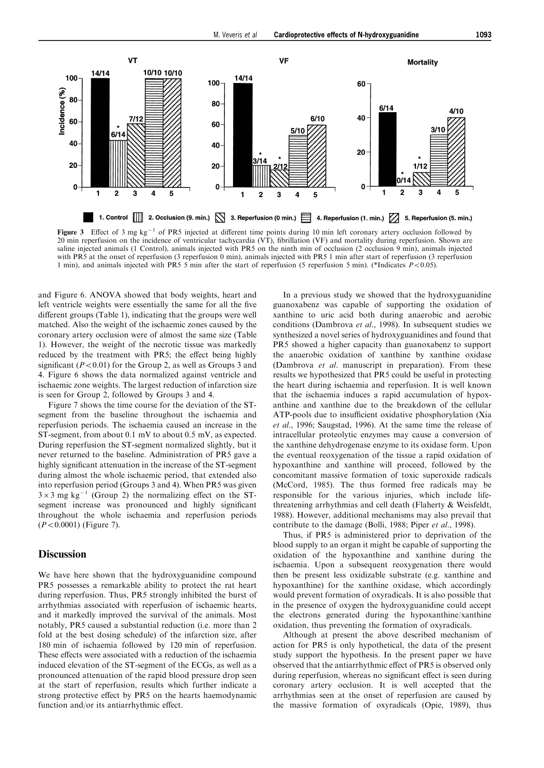**Figure 3** Effect of 3 mg kg$^{-1}$ of PR5 injected at different time points during 10 min left coronary artery occlusion followed by 20 min reperfusion on the incidence of ventricular tachycardia (VT), fibrillation (VF) and mortality during reperfusion. Shown are saline injected animals (1 Control), animals injected with PR5 on the ninth min of occlusion (2 occlusion 9 min), animals injected with PR5 at the onset of reperfusion (3 reperfusion 0 min), animals injected with PR5 1 min after start of reperfusion (3 reperfusion 1 min), and animals injected with PR5 5 min after the start of reperfusion (5 reperfusion 5 min). (*Indicates $P<0.05$).

and Figure 6. ANOVA showed that body weights, heart and left ventricle weights were essentially the same for all the five different groups (Table 1), indicating that the groups were well matched. Also the weight of the ischaemic zones caused by the coronary artery occlusion were of almost the same size (Table 1). However, the weight of the necrotic tissue was markedly reduced by the treatment with PR5; the effect being highly significant ($P<0.01$) for the Group 2, as well as Groups 3 and 4. Figure 6 shows the data normalized against ventricle and ischaemic zone weights. The largest reduction of infarction size is seen for Group 2, followed by Groups 3 and 4.

Figure 7 shows the time course for the deviation of the ST-segment from the baseline throughout the ischaemia and reperfusion periods. The ischaemia caused an increase in the ST-segment, from about 0.1 mV to about 0.5 mV, as expected. During reperfusion the ST-segment normalized slightly, but it never returned to the baseline. Administration of PR5 gave a highly significant attenuation in the increase of the ST-segment during almost the whole ischaemic period, that extended also into reperfusion period (Groups 3 and 4). When PR5 was given $3\times3$ mg kg$^{-1}$ (Group 2) the normalizing effect on the ST-segment increase was pronounced and highly significant throughout the whole ischaemia and reperfusion periods ($P<0.0001$) (Figure 7).

## Discussion

We have here shown that the hydroxyguanidine compound PR5 possesses a remarkable ability to protect the rat heart during reperfusion. Thus, PR5 strongly inhibited the burst of arrhythmias associated with reperfusion of ischaemic hearts, and it markedly improved the survival of the animals. Most notably, PR5 caused a substantial reduction (i.e. more than 2 fold at the best dosing schedule) of the infarction size, after 180 min of ischaemia followed by 120 min of reperfusion. These effects were associated with a reduction of the ischaemia induced elevation of the ST-segment of the ECGs, as well as a pronounced attenuation of the rapid blood pressure drop seen at the start of reperfusion, results which further indicate a strong protective effect by PR5 on the hearts haemodynamic function and/or its antiarrhythmic effect.

In a previous study we showed that the hydroxyguanidine guanoxabenz was capable of supporting the oxidation of xanthine to uric acid both during anaerobic and aerobic conditions (Dambrova *et al*., 1998). In subsequent studies we synthesized a novel series of hydroxyguanidines and found that PR5 showed a higher capacity than guanoxabenz to support the anaerobic oxidation of xanthine by xanthine oxidase (Dambrova *et al*. manuscript in preparation). From these results we hypothesized that PR5 could be useful in protecting the heart during ischaemia and reperfusion. It is well known that the ischaemia induces a rapid accumulation of hypoxanthine and xanthine due to the breakdown of the cellular ATP-pools due to insufficient oxidative phosphorylation (Xia *et al*., 1996; Saugstad, 1996). At the same time the release of intracellular proteolytic enzymes may cause a conversion of the xanthine dehydrogenase enzyme to its oxidase form. Upon the eventual reoxygenation of the tissue a rapid oxidation of hypoxanthine and xanthine will proceed, followed by the concomitant massive formation of toxic superoxide radicals (McCord, 1985). The thus formed free radicals may be responsible for the various injuries, which include life-threatening arrhythmias and cell death (Flaherty & Weisfeldt, 1988). However, additional mechanisms may also prevail that contribute to the damage (Bolli, 1988; Piper *et al*., 1998).

Thus, if PR5 is administered prior to deprivation of the blood supply to an organ it might be capable of supporting the oxidation of the hypoxanthine and xanthine during the ischaemia. Upon a subsequent reoxygenation there would then be present less oxidizable substrate (e.g. xanthine and hypoxanthine) for the xanthine oxidase, which accordingly would prevent formation of oxyradicals. It is also possible that in the presence of oxygen the hydroxyguanidine could accept the electrons generated during the hypoxanthine/xanthine oxidation, thus preventing the formation of oxyradicals.

Although at present the above described mechanism of action for PR5 is only hypothetical, the data of the present study support the hypothesis. In the present paper we have observed that the antiarrhythmic effect of PR5 is observed only during reperfusion, whereas no significant effect is seen during coronary artery occlusion. It is well accepted that the arrhythmias seen at the onset of reperfusion are caused by the massive formation of oxyradicals (Opie, 1989), thus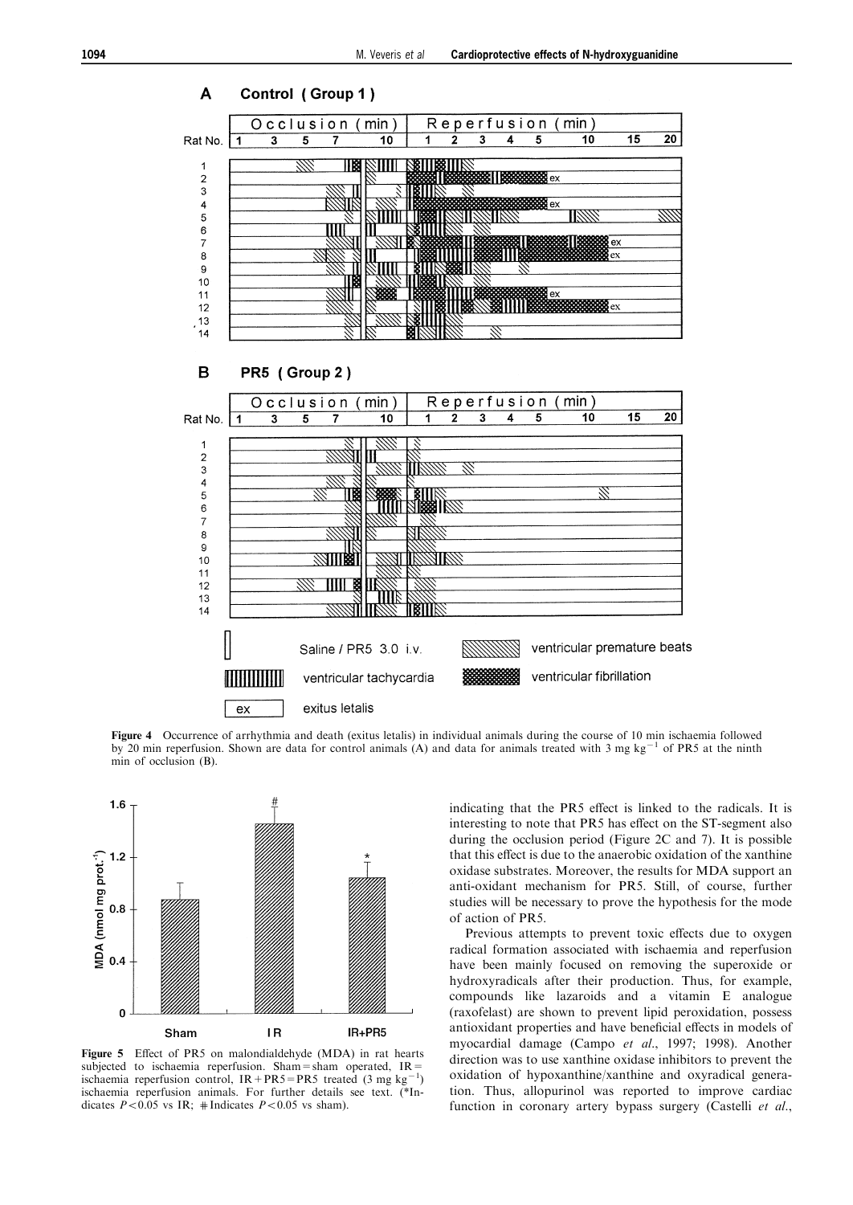Figure 4 Occurrence of arrhythmia and death (exitus letalis) in individual animals during the course of 10 min ischaemia followed by 20 min reperfusion. Shown are data for control animals (A) and data for animals treated with 3 mg $kg^{-1}$ of PR5 at the ninth min of occlusion (B).

Figure 5 Effect of PR5 on malondialdehyde (MDA) in rat hearts subjected to ischaemia reperfusion. Sham = sham operated, IR = ischaemia reperfusion control, IR + PR5 = PR5 treated (3 mg $kg^{-1}$) ischaemia reperfusion animals. For further details see text. (*Indicates $P<0.05$ vs IR; # Indicates $P<0.05$ vs sham).

indicating that the PR5 effect is linked to the radicals. It is interesting to note that PR5 has effect on the ST-segment also during the occlusion period (Figure 2C and 7). It is possible that this effect is due to the anaerobic oxidation of the xanthine oxidase substrates. Moreover, the results for MDA support an anti-oxidant mechanism for PR5. Still, of course, further studies will be necessary to prove the hypothesis for the mode of action of PR5.

Previous attempts to prevent toxic effects due to oxygen radical formation associated with ischaemia and reperfusion have been mainly focused on removing the superoxide or hydroxyradicals after their production. Thus, for example, compounds like lazaroids and a vitamin E analogue (raxofelast) are shown to prevent lipid peroxidation, possess antioxidant properties and have beneficial effects in models of myocardial damage (Campo *et al*., 1997; 1998). Another direction was to use xanthine oxidase inhibitors to prevent the oxidation of hypoxanthine/xanthine and oxyradical generation. Thus, allopurinol was reported to improve cardiac function in coronary artery bypass surgery (Castelli *et al*.,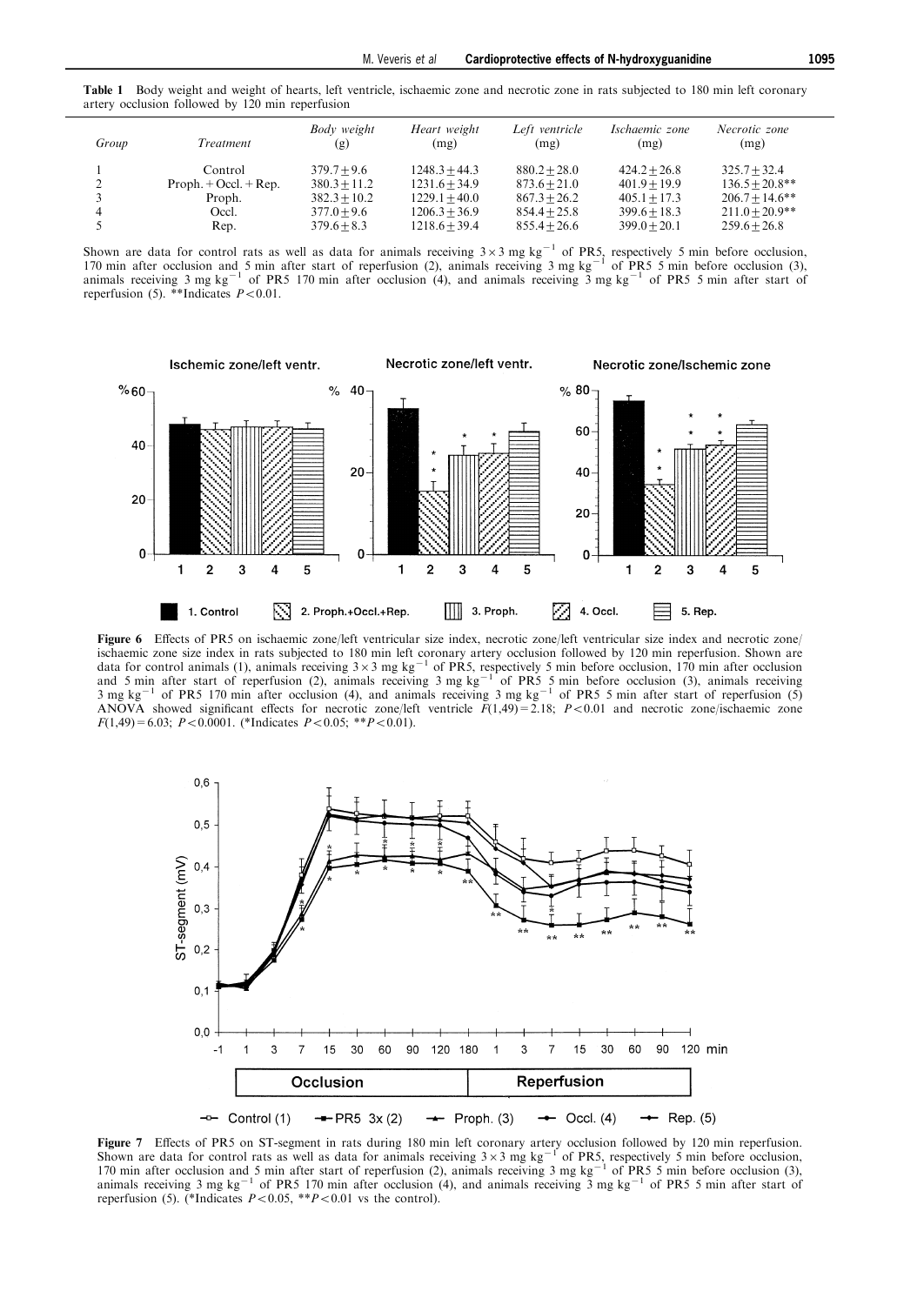**Table 1** Body weight and weight of hearts, left ventricle, ischaemic zone and necrotic zone in rats subjected to 180 min left coronary artery occlusion followed by 120 min reperfusion

| Group | Treatment | Body weight (g) | Heart weight (mg) | Left ventricle (mg) | Ischaemic zone (mg) | Necrotic zone (mg) |
|---|---|---|---|---|---|---|
| 1 | Control | 379.7 ± 9.6 | 1248.3 ± 44.3 | 880.2 ± 28.0 | 424.2 ± 26.8 | 325.7 ± 32.4 |
| 2 | Proph. + Occl. + Rep. | 380.3 ± 11.2 | 1231.6 ± 34.9 | 873.6 ± 21.0 | 401.9 ± 19.9 | 136.5 ± 20.8** |
| 3 | Proph. | 382.3 ± 10.2 | 1229.1 ± 40.0 | 867.3 ± 26.2 | 405.1 ± 17.3 | 206.7 ± 14.6** |
| 4 | Occl. | 377.0 ± 9.6 | 1206.3 ± 36.9 | 854.4 ± 25.8 | 399.6 ± 18.3 | 211.0 ± 20.9** |
| 5 | Rep. | 379.6 ± 8.3 | 1218.6 ± 39.4 | 855.4 ± 26.6 | 399.0 ± 20.1 | 259.6 ± 26.8 |

Shown are data for control rats as well as data for animals receiving $3 \times 3$ mg kg$^{-1}$ of PR5, respectively 5 min before occlusion, 170 min after occlusion and 5 min after start of reperfusion (2), animals receiving 3 mg kg$^{-1}$ of PR5 5 min before occlusion (3), animals receiving 3 mg kg$^{-1}$ of PR5 170 min after occlusion (4), and animals receiving 3 mg kg$^{-1}$ of PR5 5 min after start of reperfusion (5). **Indicates $P < 0.01$.

**Figure 6** Effects of PR5 on ischaemic zone/left ventricular size index, necrotic zone/left ventricular size index and necrotic zone/ischaemic zone size index in rats subjected to 180 min left coronary artery occlusion followed by 120 min reperfusion. Shown are data for control animals (1), animals receiving $3 \times 3$ mg kg$^{-1}$ of PR5, respectively 5 min before occlusion, 170 min after occlusion and 5 min after start of reperfusion (2), animals receiving 3 mg kg$^{-1}$ of PR5 5 min before occlusion (3), animals receiving 3 mg kg$^{-1}$ of PR5 170 min after occlusion (4), and animals receiving 3 mg kg$^{-1}$ of PR5 5 min after start of reperfusion (5) ANOVA showed significant effects for necrotic zone/left ventricle $F(1,49) = 2.18$; $P < 0.01$ and necrotic zone/ischaemic zone $F(1,49) = 6.03$; $P < 0.0001$. (*Indicates $P < 0.05$; **$P < 0.01$).

**Figure 7** Effects of PR5 on ST-segment in rats during 180 min left coronary artery occlusion followed by 120 min reperfusion. Shown are data for control rats as well as data for animals receiving $3 \times 3$ mg kg$^{-1}$ of PR5, respectively 5 min before occlusion, 170 min after occlusion and 5 min after start of reperfusion (2), animals receiving 3 mg kg$^{-1}$ of PR5 5 min before occlusion (3), animals receiving 3 mg kg$^{-1}$ of PR5 170 min after occlusion (4), and animals receiving 3 mg kg$^{-1}$ of PR5 5 min after start of reperfusion (5). (*Indicates $P < 0.05$, **$P < 0.01$ vs the control).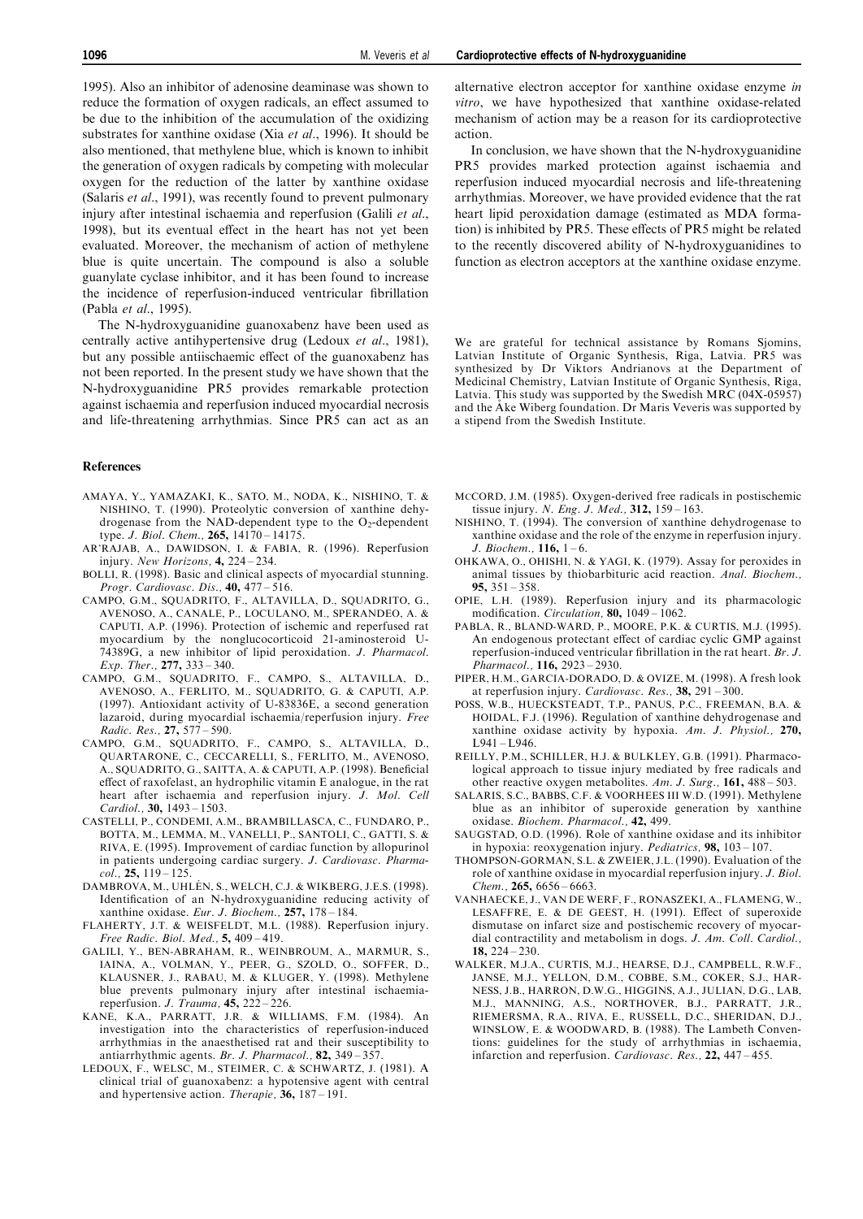1995). Also an inhibitor of adenosine deaminase was shown to reduce the formation of oxygen radicals, an effect assumed to be due to the inhibition of the accumulation of the oxidizing substrates for xanthine oxidase (Xia *et al*., 1996). It should be also mentioned, that methylene blue, which is known to inhibit the generation of oxygen radicals by competing with molecular oxygen for the reduction of the latter by xanthine oxidase (Salaris *et al*., 1991), was recently found to prevent pulmonary injury after intestinal ischaemia and reperfusion (Galili *et al*., 1998), but its eventual effect in the heart has not yet been evaluated. Moreover, the mechanism of action of methylene blue is quite uncertain. The compound is also a soluble guanylate cyclase inhibitor, and it has been found to increase the incidence of reperfusion-induced ventricular fibrillation (Pabla *et al*., 1995).

The N-hydroxyguanidine guanoxabenz have been used as centrally active antihypertensive drug (Ledoux *et al*., 1981), but any possible antiischaemic effect of the guanoxabenz has not been reported. In the present study we have shown that the N-hydroxyguanidine PR5 provides remarkable protection against ischaemia and reperfusion induced myocardial necrosis and life-threatening arrhythmias. Since PR5 can act as an alternative electron acceptor for xanthine oxidase enzyme *in vitro*, we have hypothesized that xanthine oxidase-related mechanism of action may be a reason for its cardioprotective action.

In conclusion, we have shown that the N-hydroxyguanidine PR5 provides marked protection against ischaemia and reperfusion induced myocardial necrosis and life-threatening arrhythmias. Moreover, we have provided evidence that the rat heart lipid peroxidation damage (estimated as MDA formation) is inhibited by PR5. These effects of PR5 might be related to the recently discovered ability of N-hydroxyguanidines to function as electron acceptors at the xanthine oxidase enzyme.

We are grateful for technical assistance by Romans Sjomins, Latvian Institute of Organic Synthesis, Riga, Latvia. PR5 was synthesized by Dr Viktors Andrianovs at the Department of Medicinal Chemistry, Latvian Institute of Organic Synthesis, Riga, Latvia. This study was supported by the Swedish MRC (04X-05957) and the Åke Wiberg foundation. Dr Maris Veveris was supported by a stipend from the Swedish Institute.

## References

AMAYA, Y., YAMAZAKI, K., SATO, M., NODA, K., NISHINO, T. & NISHINO, T. (1990). Proteolytic conversion of xanthine dehydrogenase from the NAD-dependent type to the $O_2$-dependent type. *J. Biol. Chem.,* **265,** 14170 – 14175.

AR'RAJAB, A., DAWIDSON, I. & FABIA, R. (1996). Reperfusion injury. *New Horizons,* **4,** 224 – 234.

BOLLI, R. (1998). Basic and clinical aspects of myocardial stunning. *Progr. Cardiovasc. Dis.,* **40,** 477 – 516.

CAMPO, G.M., SQUADRITO, F., ALTAVILLA, D., SQUADRITO, G., AVENOSO, A., CANALE, P., LOCULANO, M., SPERANDEO, A. & CAPUTI, A.P. (1996). Protection of ischemic and reperfused rat myocardium by the nonglucocorticoid 21-aminosteroid U-74389G, a new inhibitor of lipid peroxidation. *J. Pharmacol. Exp. Ther.,* **277,** 333 – 340.

CAMPO, G.M., SQUADRITO, F., CAMPO, S., ALTAVILLA, D., AVENOSO, A., FERLITO, M., SQUADRITO, G. & CAPUTI, A.P. (1997). Antioxidant activity of U-83836E, a second generation lazaroid, during myocardial ischaemia/reperfusion injury. *Free Radic. Res.,* **27,** 577 – 590.

CAMPO, G.M., SQUADRITO, F., CAMPO, S., ALTAVILLA, D., QUARTARONE, C., CECCARELLI, S., FERLITO, M., AVENOSO, A., SQUADRITO, G., SAITTA, A. & CAPUTI, A.P. (1998). Beneficial effect of raxofelast, an hydrophilic vitamin E analogue, in the rat heart after ischaemia and reperfusion injury. *J. Mol. Cell Cardiol.,* **30,** 1493 – 1503.

CASTELLI, P., CONDEMI, A.M., BRAMBILLASCA, C., FUNDARO, P., BOTTA, M., LEMMA, M., VANELLI, P., SANTOLI, C., GATTI, S. & RIVA, E. (1995). Improvement of cardiac function by allopurinol in patients undergoing cardiac surgery. *J. Cardiovasc. Pharmacol.,* **25,** 119 – 125.

DAMBROVA, M., UHLÉN, S., WELCH, C.J. & WIKBERG, J.E.S. (1998). Identification of an N-hydroxyguanidine reducing activity of xanthine oxidase. *Eur. J. Biochem.,* **257,** 178 – 184.

FLAHERTY, J.T. & WEISFELDT, M.L. (1988). Reperfusion injury. *Free Radic. Biol. Med.,* **5,** 409 – 419.

GALILI, Y., BEN-ABRAHAM, R., WEINBROUM, A., MARMUR, S., IAINA, A., VOLMAN, Y., PEER, G., SZOLD, O., SOFFER, D., KLAUSNER, J., RABAU, M. & KLUGER, Y. (1998). Methylene blue prevents pulmonary injury after intestinal ischaemia-reperfusion. *J. Trauma,* **45,** 222 – 226.

KANE, K.A., PARRATT, J.R. & WILLIAMS, F.M. (1984). An investigation into the characteristics of reperfusion-induced arrhythmias in the anaesthetised rat and their susceptibility to antiarrhythmic agents. *Br. J. Pharmacol.,* **82,** 349 – 357.

LEDOUX, F., WELSC, M., STEIMER, C. & SCHWARTZ, J. (1981). A clinical trial of guanoxabenz: a hypotensive agent with central and hypertensive action. *Therapie,* **36,** 187 – 191.

MCCORD, J.M. (1985). Oxygen-derived free radicals in postischemic tissue injury. *N. Eng. J. Med.,* **312,** 159 – 163.

NISHINO, T. (1994). The conversion of xanthine dehydrogenase to xanthine oxidase and the role of the enzyme in reperfusion injury. *J. Biochem.,* **116,** 1 – 6.

OHKAWA, O., OHISHI, N. & YAGI, K. (1979). Assay for peroxides in animal tissues by thiobarbituric acid reaction. *Anal. Biochem.,* **95,** 351 – 358.

OPIE, L.H. (1989). Reperfusion injury and its pharmacologic modification. *Circulation,* **80,** 1049 – 1062.

PABLA, R., BLAND-WARD, P., MOORE, P.K. & CURTIS, M.J. (1995). An endogenous protectant effect of cardiac cyclic GMP against reperfusion-induced ventricular fibrillation in the rat heart. *Br. J. Pharmacol.,* **116,** 2923 – 2930.

PIPER, H.M., GARCIA-DORADO, D. & OVIZE, M. (1998). A fresh look at reperfusion injury. *Cardiovasc. Res.,* **38,** 291 – 300.

POSS, W.B., HUECKSTEADT, T.P., PANUS, P.C., FREEMAN, B.A. & HOIDAL, F.J. (1996). Regulation of xanthine dehydrogenase and xanthine oxidase activity by hypoxia. *Am. J. Physiol.,* **270,** L941 – L946.

REILLY, P.M., SCHILLER, H.J. & BULKLEY, G.B. (1991). Pharmacological approach to tissue injury mediated by free radicals and other reactive oxygen metabolites. *Am. J. Surg.,* **161,** 488 – 503.

SALARIS, S.C., BABBS, C.F. & VOORHEES III W.D. (1991). Methylene blue as an inhibitor of superoxide generation by xanthine oxidase. *Biochem. Pharmacol.,* **42,** 499.

SAUGSTAD, O.D. (1996). Role of xanthine oxidase and its inhibitor in hypoxia: reoxygenation injury. *Pediatrics,* **98,** 103 – 107.

THOMPSON-GORMAN, S.L. & ZWEIER, J.L. (1990). Evaluation of the role of xanthine oxidase in myocardial reperfusion injury. *J. Biol. Chem.,* **265,** 6656 – 6663.

VANHAECKE, J., VAN DE WERF, F., RONASZEKI, A., FLAMENG, W., LESAFFRE, E. & DE GEEST, H. (1991). Effect of superoxide dismutase on infarct size and postischemic recovery of myocardial contractility and metabolism in dogs. *J. Am. Coll. Cardiol.,* **18,** 224 – 230.

WALKER, M.J.A., CURTIS, M.J., HEARSE, D.J., CAMPBELL, R.W.F., JANSE, M.J., YELLON, D.M., COBBE, S.M., COKER, S.J., HARNESS, J.B., HARRON, D.W.G., HIGGINS, A.J., JULIAN, D.G., LAB, M.J., MANNING, A.S., NORTHOVER, B.J., PARRATT, J.R., RIEMERSMA, R.A., RIVA, E., RUSSELL, D.C., SHERIDAN, D.J., WINSLOW, E. & WOODWARD, B. (1988). The Lambeth Conventions: guidelines for the study of arrhythmias in ischaemia, infarction and reperfusion. *Cardiovasc. Res.,* **22,** 447 – 455.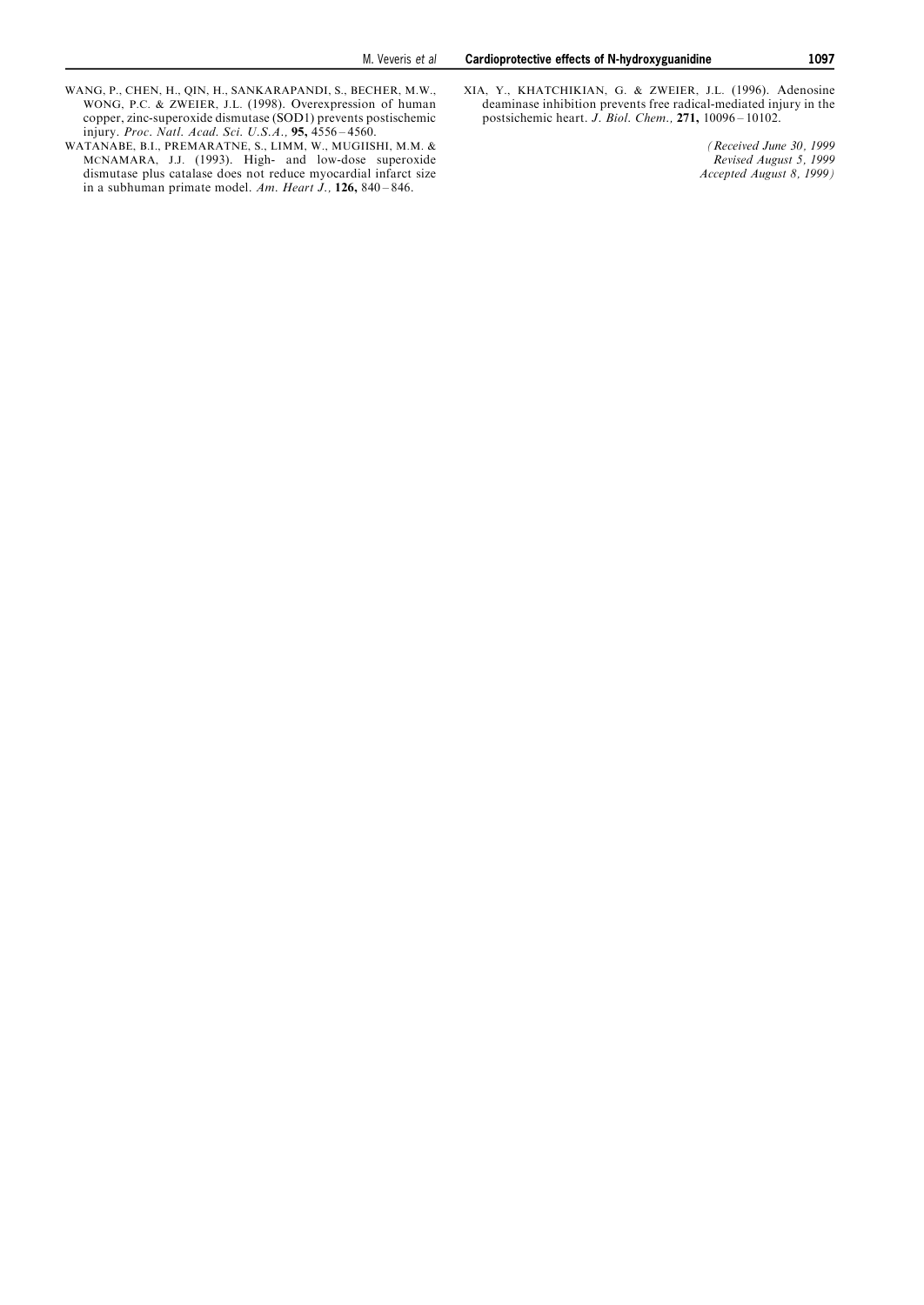WANG, P., CHEN, H., QIN, H., SANKARAPANDI, S., BECHER, M.W., WONG, P.C. & ZWEIER, J.L. (1998). Overexpression of human copper, zinc-superoxide dismutase (SOD1) prevents postischemic injury. *Proc. Natl. Acad. Sci. U.S.A.*, **95,** 4556 – 4560.

WATANABE, B.I., PREMARATNE, S., LIMM, W., MUGIISHI, M.M. & MCNAMARA, J.J. (1993). High- and low-dose superoxide dismutase plus catalase does not reduce myocardial infarct size in a subhuman primate model. *Am. Heart J.*, **126,** 840 – 846.

XIA, Y., KHATCHIKIAN, G. & ZWEIER, J.L. (1996). Adenosine deaminase inhibition prevents free radical-mediated injury in the postsichemic heart. *J. Biol. Chem.*, **271,** 10096 – 10102.

*(Received June 30, 1999*
*Revised August 5, 1999*
*Accepted August 8, 1999)*